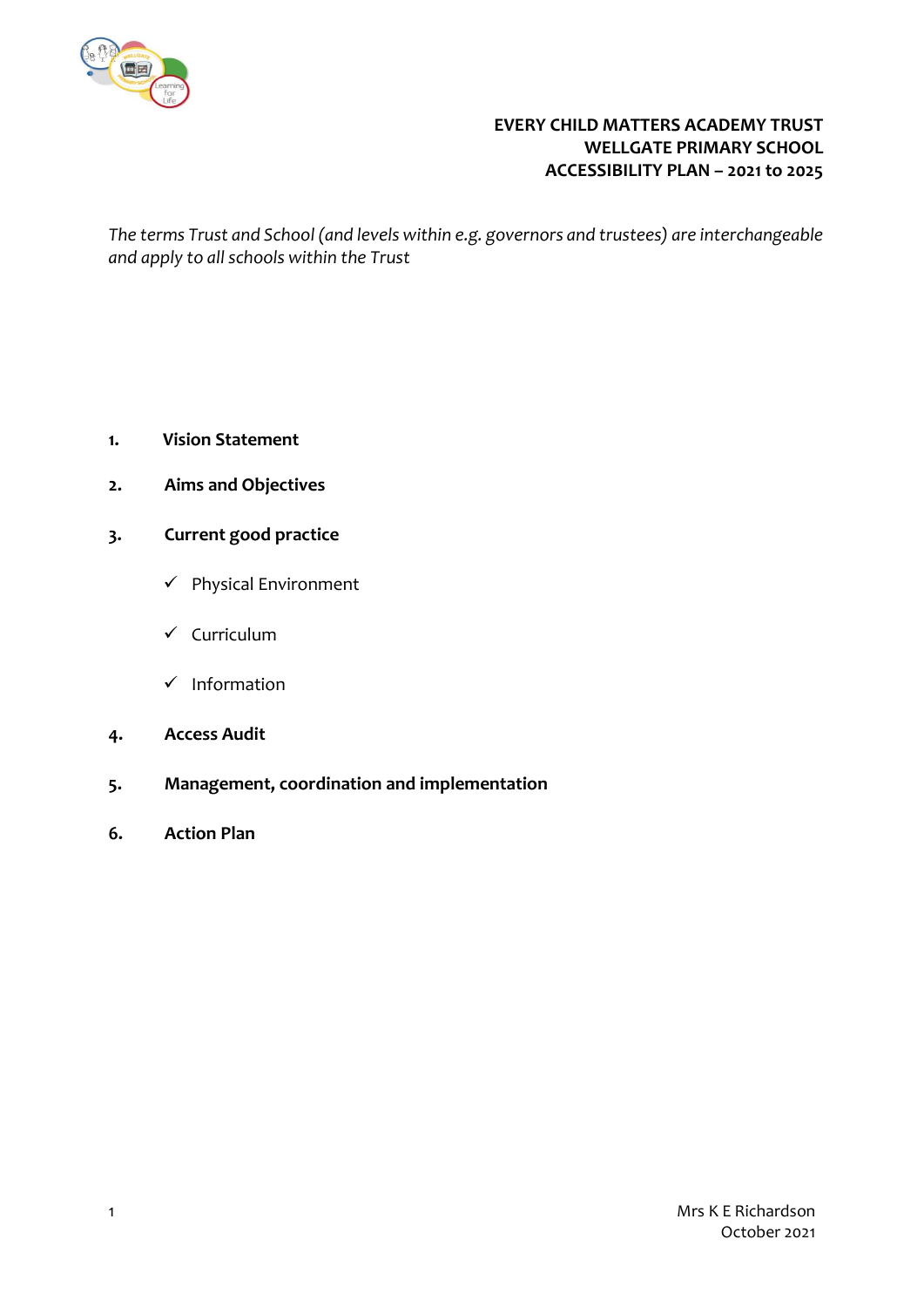# EVERY CHILD MATTERS ACADEMY TRUST
# WELLGATE PRIMARY SCHOOL
# ACCESSIBILITY PLAN – 2021 to 2025

*The terms Trust and School (and levels within e.g. governors and trustees) are interchangeable and apply to all schools within the Trust*

1. **Vision Statement**
2. **Aims and Objectives**
3. **Current good practice**
   - ✓ Physical Environment
   - ✓ Curriculum
   - ✓ Information
4. **Access Audit**
5. **Management, coordination and implementation**
6. **Action Plan**

Mrs K E Richardson
October 2021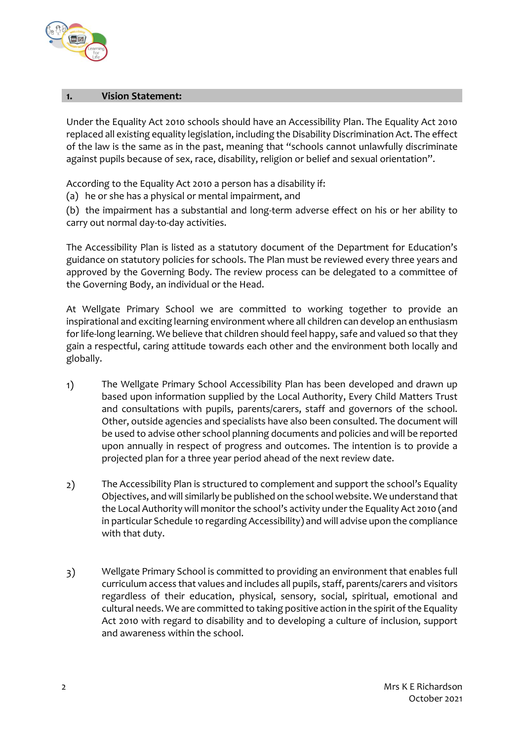## 1. Vision Statement:

Under the Equality Act 2010 schools should have an Accessibility Plan. The Equality Act 2010 replaced all existing equality legislation, including the Disability Discrimination Act. The effect of the law is the same as in the past, meaning that "schools cannot unlawfully discriminate against pupils because of sex, race, disability, religion or belief and sexual orientation".

According to the Equality Act 2010 a person has a disability if:

(a) he or she has a physical or mental impairment, and

(b) the impairment has a substantial and long-term adverse effect on his or her ability to carry out normal day-to-day activities.

The Accessibility Plan is listed as a statutory document of the Department for Education's guidance on statutory policies for schools. The Plan must be reviewed every three years and approved by the Governing Body. The review process can be delegated to a committee of the Governing Body, an individual or the Head.

At Wellgate Primary School we are committed to working together to provide an inspirational and exciting learning environment where all children can develop an enthusiasm for life-long learning. We believe that children should feel happy, safe and valued so that they gain a respectful, caring attitude towards each other and the environment both locally and globally.

1) The Wellgate Primary School Accessibility Plan has been developed and drawn up based upon information supplied by the Local Authority, Every Child Matters Trust and consultations with pupils, parents/carers, staff and governors of the school. Other, outside agencies and specialists have also been consulted. The document will be used to advise other school planning documents and policies and will be reported upon annually in respect of progress and outcomes. The intention is to provide a projected plan for a three year period ahead of the next review date.

2) The Accessibility Plan is structured to complement and support the school's Equality Objectives, and will similarly be published on the school website. We understand that the Local Authority will monitor the school's activity under the Equality Act 2010 (and in particular Schedule 10 regarding Accessibility) and will advise upon the compliance with that duty.

3) Wellgate Primary School is committed to providing an environment that enables full curriculum access that values and includes all pupils, staff, parents/carers and visitors regardless of their education, physical, sensory, social, spiritual, emotional and cultural needs. We are committed to taking positive action in the spirit of the Equality Act 2010 with regard to disability and to developing a culture of inclusion, support and awareness within the school.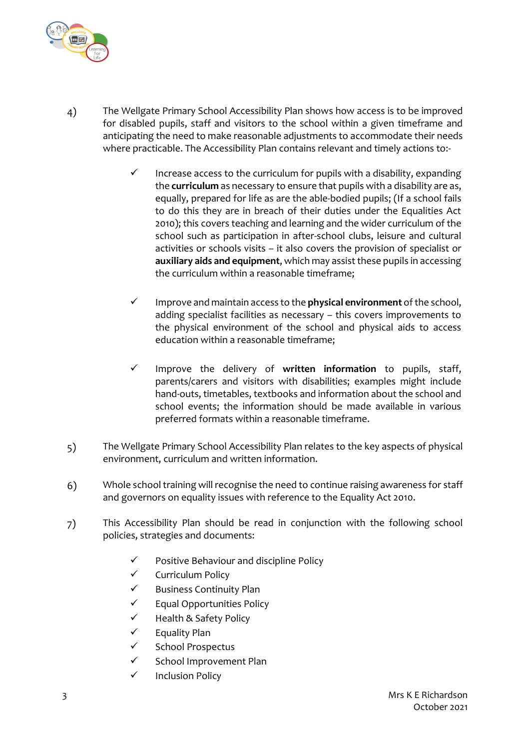4) The Wellgate Primary School Accessibility Plan shows how access is to be improved for disabled pupils, staff and visitors to the school within a given timeframe and anticipating the need to make reasonable adjustments to accommodate their needs where practicable. The Accessibility Plan contains relevant and timely actions to:-

- ✓ Increase access to the curriculum for pupils with a disability, expanding the **curriculum** as necessary to ensure that pupils with a disability are as, equally, prepared for life as are the able-bodied pupils; (If a school fails to do this they are in breach of their duties under the Equalities Act 2010); this covers teaching and learning and the wider curriculum of the school such as participation in after-school clubs, leisure and cultural activities or schools visits – it also covers the provision of specialist or **auxiliary aids and equipment**, which may assist these pupils in accessing the curriculum within a reasonable timeframe;

- ✓ Improve and maintain access to the **physical environment** of the school, adding specialist facilities as necessary – this covers improvements to the physical environment of the school and physical aids to access education within a reasonable timeframe;

- ✓ Improve the delivery of **written information** to pupils, staff, parents/carers and visitors with disabilities; examples might include hand-outs, timetables, textbooks and information about the school and school events; the information should be made available in various preferred formats within a reasonable timeframe.

5) The Wellgate Primary School Accessibility Plan relates to the key aspects of physical environment, curriculum and written information.

6) Whole school training will recognise the need to continue raising awareness for staff and governors on equality issues with reference to the Equality Act 2010.

7) This Accessibility Plan should be read in conjunction with the following school policies, strategies and documents:

- ✓ Positive Behaviour and discipline Policy
- ✓ Curriculum Policy
- ✓ Business Continuity Plan
- ✓ Equal Opportunities Policy
- ✓ Health & Safety Policy
- ✓ Equality Plan
- ✓ School Prospectus
- ✓ School Improvement Plan
- ✓ Inclusion Policy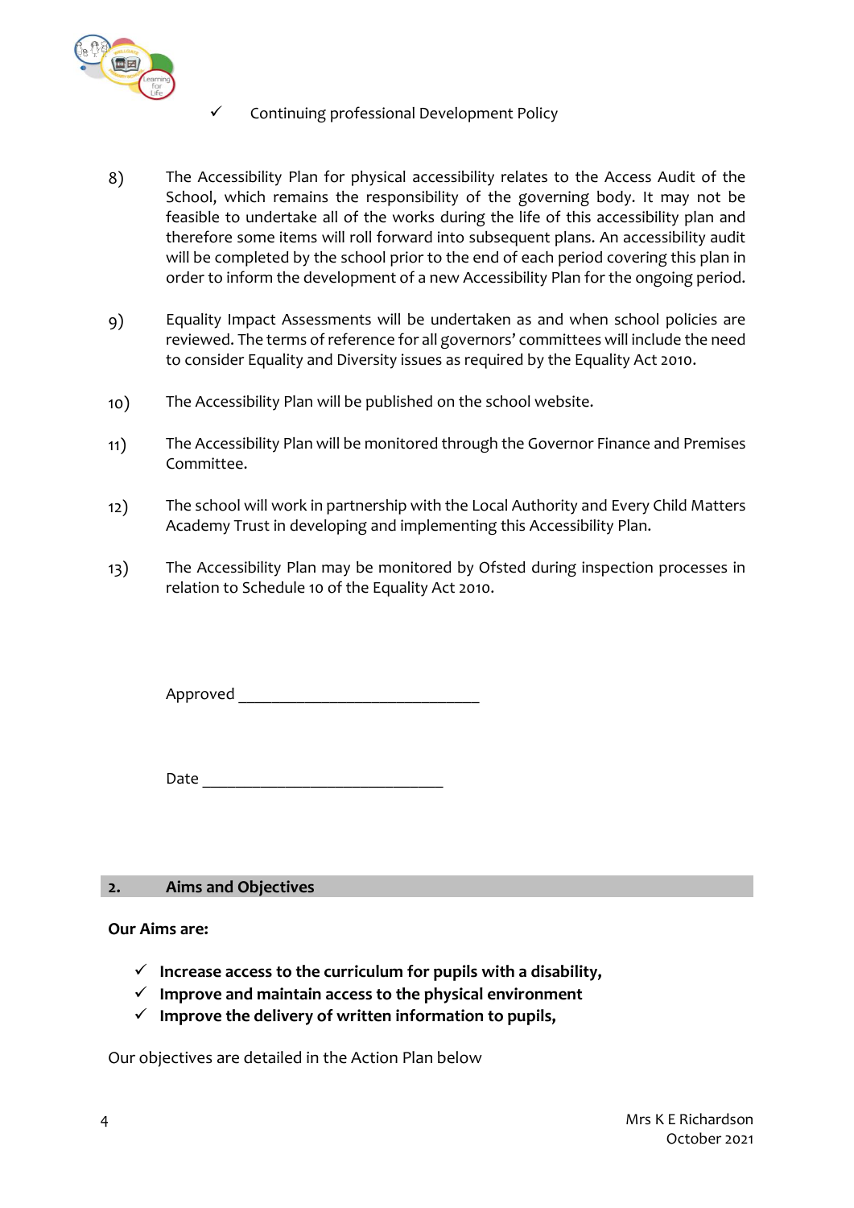- ✓ Continuing professional Development Policy

8) The Accessibility Plan for physical accessibility relates to the Access Audit of the School, which remains the responsibility of the governing body. It may not be feasible to undertake all of the works during the life of this accessibility plan and therefore some items will roll forward into subsequent plans. An accessibility audit will be completed by the school prior to the end of each period covering this plan in order to inform the development of a new Accessibility Plan for the ongoing period.

9) Equality Impact Assessments will be undertaken as and when school policies are reviewed. The terms of reference for all governors' committees will include the need to consider Equality and Diversity issues as required by the Equality Act 2010.

10) The Accessibility Plan will be published on the school website.

11) The Accessibility Plan will be monitored through the Governor Finance and Premises Committee.

12) The school will work in partnership with the Local Authority and Every Child Matters Academy Trust in developing and implementing this Accessibility Plan.

13) The Accessibility Plan may be monitored by Ofsted during inspection processes in relation to Schedule 10 of the Equality Act 2010.

Approved ______________________________

Date ______________________________

## 2. Aims and Objectives

**Our Aims are:**

- ✓ **Increase access to the curriculum for pupils with a disability,**
- ✓ **Improve and maintain access to the physical environment**
- ✓ **Improve the delivery of written information to pupils,**

Our objectives are detailed in the Action Plan below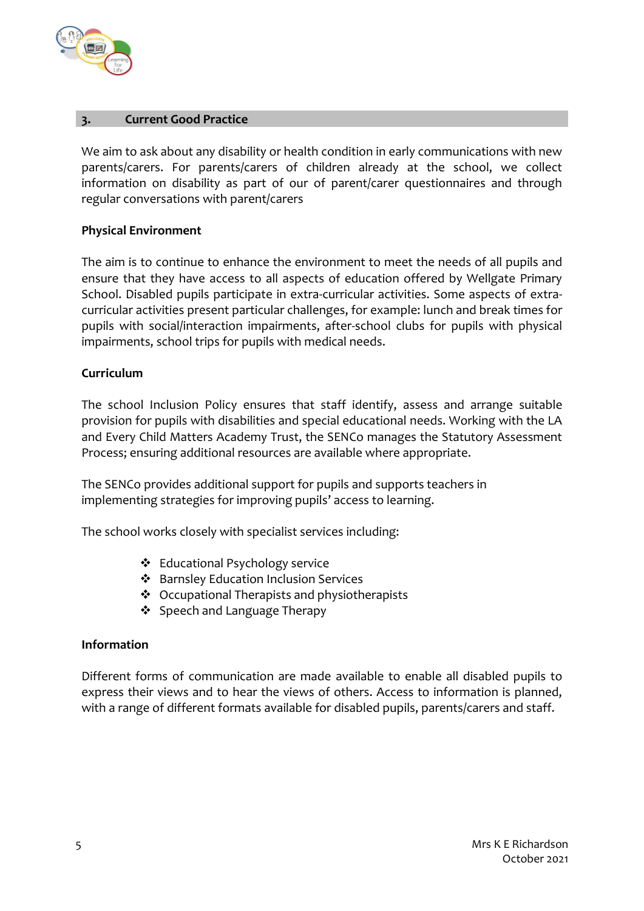## 3. Current Good Practice

We aim to ask about any disability or health condition in early communications with new parents/carers. For parents/carers of children already at the school, we collect information on disability as part of our of parent/carer questionnaires and through regular conversations with parent/carers

**Physical Environment**

The aim is to continue to enhance the environment to meet the needs of all pupils and ensure that they have access to all aspects of education offered by Wellgate Primary School. Disabled pupils participate in extra-curricular activities. Some aspects of extra-curricular activities present particular challenges, for example: lunch and break times for pupils with social/interaction impairments, after-school clubs for pupils with physical impairments, school trips for pupils with medical needs.

**Curriculum**

The school Inclusion Policy ensures that staff identify, assess and arrange suitable provision for pupils with disabilities and special educational needs. Working with the LA and Every Child Matters Academy Trust, the SENCo manages the Statutory Assessment Process; ensuring additional resources are available where appropriate.

The SENCo provides additional support for pupils and supports teachers in implementing strategies for improving pupils' access to learning.

The school works closely with specialist services including:

- Educational Psychology service
- Barnsley Education Inclusion Services
- Occupational Therapists and physiotherapists
- Speech and Language Therapy

**Information**

Different forms of communication are made available to enable all disabled pupils to express their views and to hear the views of others. Access to information is planned, with a range of different formats available for disabled pupils, parents/carers and staff.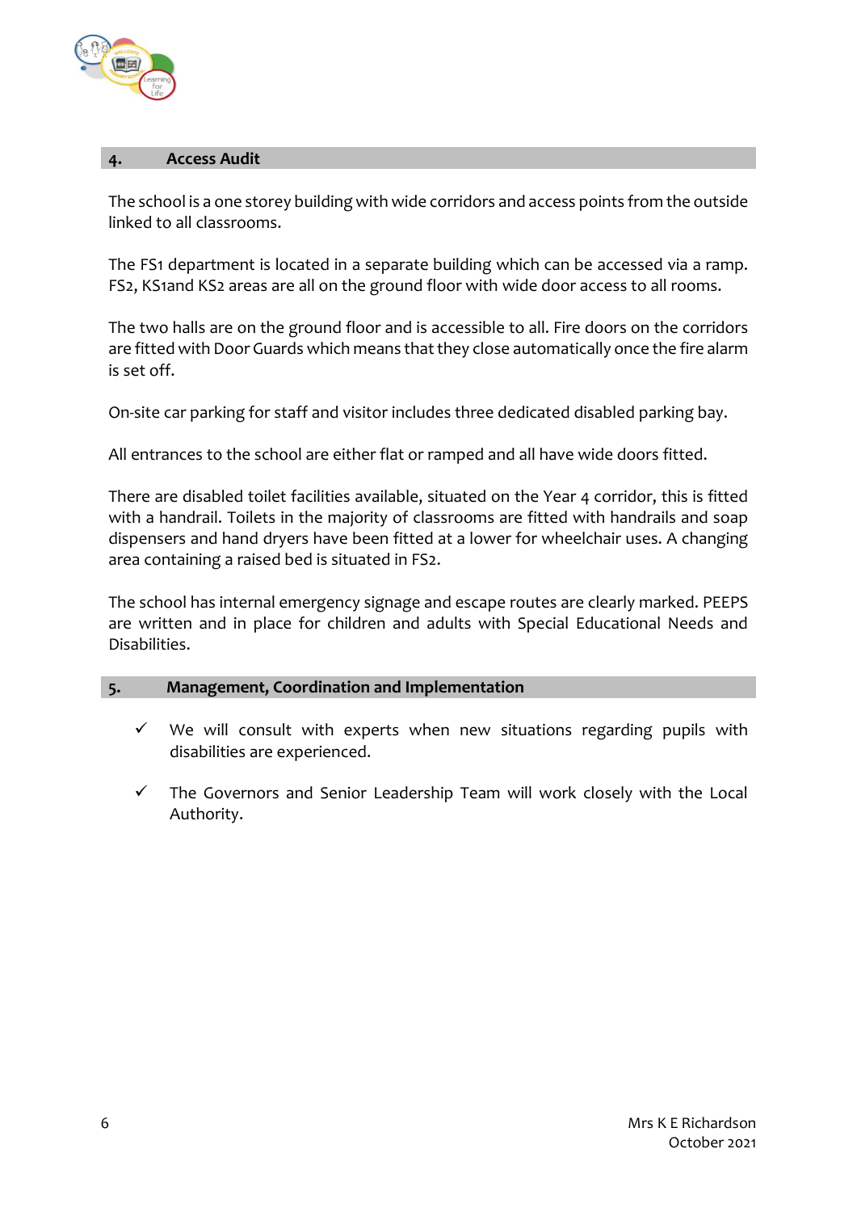## 4. Access Audit

The school is a one storey building with wide corridors and access points from the outside linked to all classrooms.

The FS1 department is located in a separate building which can be accessed via a ramp. FS2, KS1and KS2 areas are all on the ground floor with wide door access to all rooms.

The two halls are on the ground floor and is accessible to all. Fire doors on the corridors are fitted with Door Guards which means that they close automatically once the fire alarm is set off.

On-site car parking for staff and visitor includes three dedicated disabled parking bay.

All entrances to the school are either flat or ramped and all have wide doors fitted.

There are disabled toilet facilities available, situated on the Year 4 corridor, this is fitted with a handrail. Toilets in the majority of classrooms are fitted with handrails and soap dispensers and hand dryers have been fitted at a lower for wheelchair uses. A changing area containing a raised bed is situated in FS2.

The school has internal emergency signage and escape routes are clearly marked. PEEPS are written and in place for children and adults with Special Educational Needs and Disabilities.

## 5. Management, Coordination and Implementation

- ✓ We will consult with experts when new situations regarding pupils with disabilities are experienced.
- ✓ The Governors and Senior Leadership Team will work closely with the Local Authority.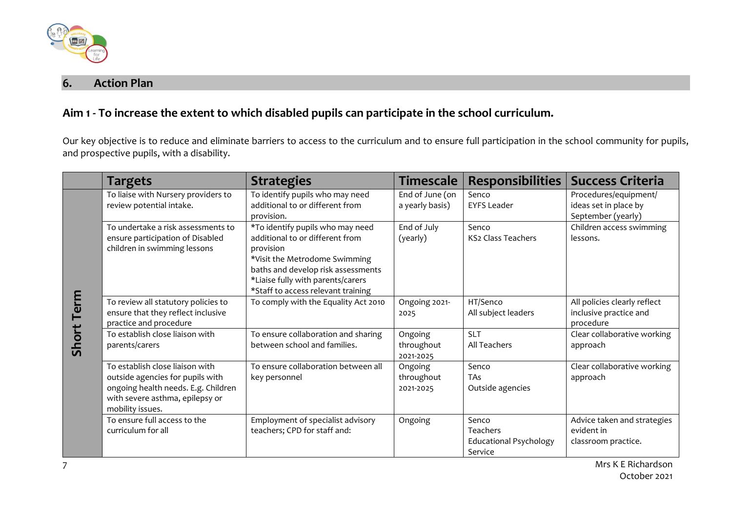## 6. Action Plan

### Aim 1 - To increase the extent to which disabled pupils can participate in the school curriculum.

Our key objective is to reduce and eliminate barriers to access to the curriculum and to ensure full participation in the school community for pupils, and prospective pupils, with a disability.

| | Targets | Strategies | Timescale | Responsibilities | Success Criteria |
|---|---|---|---|---|---|
| Short Term | To liaise with Nursery providers to review potential intake. | To identify pupils who may need additional to or different from provision. | End of June (on a yearly basis) | Senco<br>EYFS Leader | Procedures/equipment/ ideas set in place by September (yearly) |
| | To undertake a risk assessments to ensure participation of Disabled children in swimming lessons | *To identify pupils who may need additional to or different from provision<br>*Visit the Metrodome Swimming baths and develop risk assessments<br>*Liaise fully with parents/carers<br>*Staff to access relevant training | End of July (yearly) | Senco<br>KS2 Class Teachers | Children access swimming lessons. |
| | To review all statutory policies to ensure that they reflect inclusive practice and procedure | To comply with the Equality Act 2010 | Ongoing 2021-2025 | HT/Senco<br>All subject leaders | All policies clearly reflect inclusive practice and procedure |
| | To establish close liaison with parents/carers | To ensure collaboration and sharing between school and families. | Ongoing throughout 2021-2025 | SLT<br>All Teachers | Clear collaborative working approach |
| | To establish close liaison with outside agencies for pupils with ongoing health needs. E.g. Children with severe asthma, epilepsy or mobility issues. | To ensure collaboration between all key personnel | Ongoing throughout 2021-2025 | Senco<br>TAs<br>Outside agencies | Clear collaborative working approach |
| | To ensure full access to the curriculum for all | Employment of specialist advisory teachers; CPD for staff and: | Ongoing | Senco<br>Teachers<br>Educational Psychology Service | Advice taken and strategies evident in classroom practice. |

Mrs K E Richardson
October 2021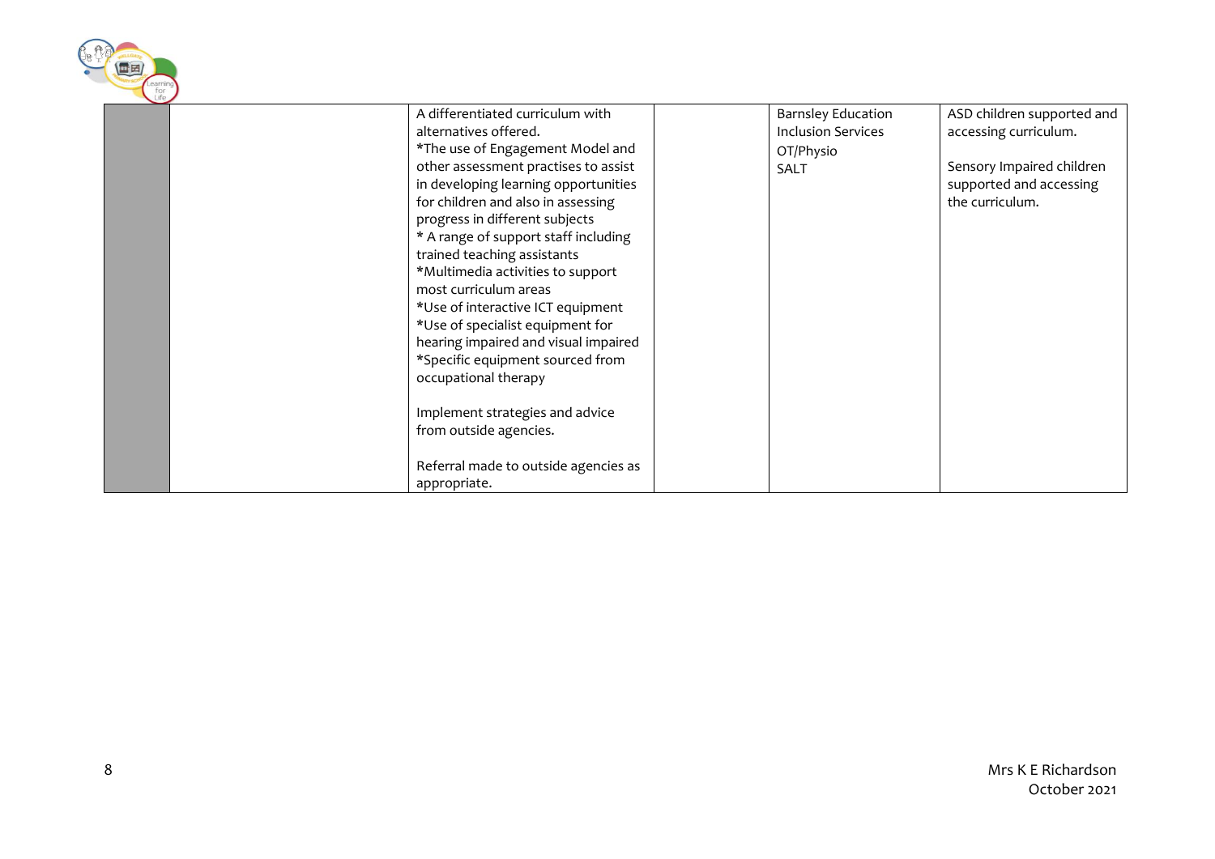| | | | | | |
|---|---|---|---|---|---|
| | | A differentiated curriculum with alternatives offered.<br>*The use of Engagement Model and other assessment practises to assist in developing learning opportunities for children and also in assessing progress in different subjects<br>* A range of support staff including trained teaching assistants<br>*Multimedia activities to support most curriculum areas<br>*Use of interactive ICT equipment<br>*Use of specialist equipment for hearing impaired and visual impaired<br>*Specific equipment sourced from occupational therapy<br><br>Implement strategies and advice from outside agencies.<br><br>Referral made to outside agencies as appropriate. | | Barnsley Education Inclusion Services<br>OT/Physio<br>SALT | ASD children supported and accessing curriculum.<br><br>Sensory Impaired children supported and accessing the curriculum. |

Mrs K E Richardson
October 2021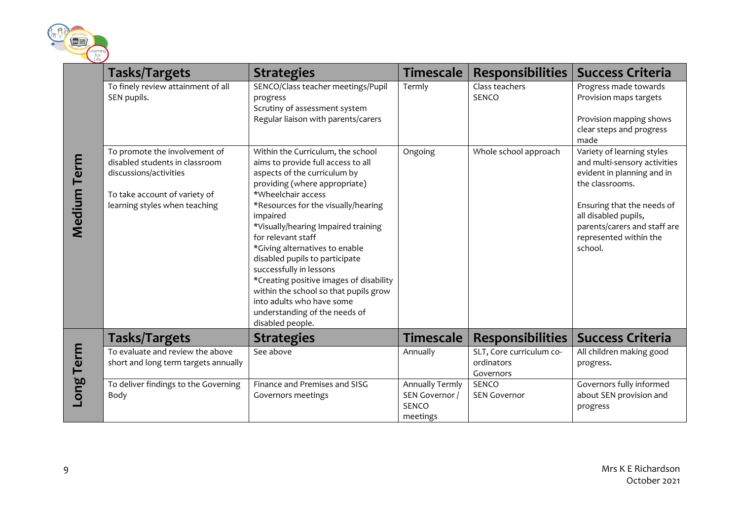| | Tasks/Targets | Strategies | Timescale | Responsibilities | Success Criteria |
|---|---|---|---|---|---|
| **Medium Term** | To finely review attainment of all SEN pupils. | SENCO/Class teacher meetings/Pupil progress<br>Scrutiny of assessment system<br>Regular liaison with parents/carers | Termly | Class teachers<br>SENCO | Progress made towards Provision maps targets<br><br>Provision mapping shows clear steps and progress made |
| | To promote the involvement of disabled students in classroom discussions/activities<br><br>To take account of variety of learning styles when teaching | Within the Curriculum, the school aims to provide full access to all aspects of the curriculum by providing (where appropriate)<br>*Wheelchair access<br>*Resources for the visually/hearing impaired<br>*Visually/hearing Impaired training for relevant staff<br>*Giving alternatives to enable disabled pupils to participate successfully in lessons<br>*Creating positive images of disability within the school so that pupils grow into adults who have some understanding of the needs of disabled people. | Ongoing | Whole school approach | Variety of learning styles and multi-sensory activities evident in planning and in the classrooms.<br><br>Ensuring that the needs of all disabled pupils, parents/carers and staff are represented within the school. |
| | **Tasks/Targets** | **Strategies** | **Timescale** | **Responsibilities** | **Success Criteria** |
| **Long Term** | To evaluate and review the above short and long term targets annually | See above | Annually | SLT, Core curriculum co-ordinators<br>Governors | All children making good progress. |
| | To deliver findings to the Governing Body | Finance and Premises and SISG Governors meetings | Annually Termly SEN Governor / SENCO meetings | SENCO<br>SEN Governor | Governors fully informed about SEN provision and progress |

Mrs K E Richardson
October 2021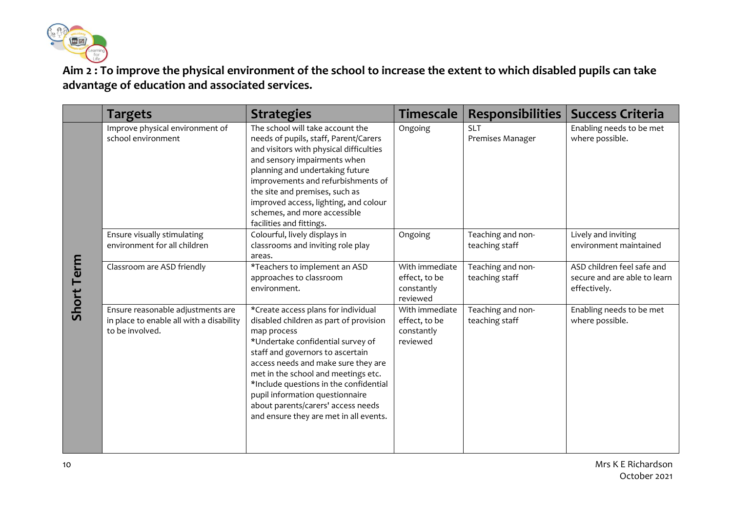**Aim 2 : To improve the physical environment of the school to increase the extent to which disabled pupils can take advantage of education and associated services.**

| | Targets | Strategies | Timescale | Responsibilities | Success Criteria |
|---|---|---|---|---|---|
| Short Term | Improve physical environment of school environment | The school will take account the needs of pupils, staff, Parent/Carers and visitors with physical difficulties and sensory impairments when planning and undertaking future improvements and refurbishments of the site and premises, such as improved access, lighting, and colour schemes, and more accessible facilities and fittings. | Ongoing | SLT<br>Premises Manager | Enabling needs to be met where possible. |
| | Ensure visually stimulating environment for all children | Colourful, lively displays in classrooms and inviting role play areas. | Ongoing | Teaching and non-teaching staff | Lively and inviting environment maintained |
| | Classroom are ASD friendly | *Teachers to implement an ASD approaches to classroom environment. | With immediate effect, to be constantly reviewed | Teaching and non-teaching staff | ASD children feel safe and secure and are able to learn effectively. |
| | Ensure reasonable adjustments are in place to enable all with a disability to be involved. | *Create access plans for individual disabled children as part of provision map process<br>*Undertake confidential survey of staff and governors to ascertain access needs and make sure they are met in the school and meetings etc.<br>*Include questions in the confidential pupil information questionnaire about parents/carers' access needs and ensure they are met in all events. | With immediate effect, to be constantly reviewed | Teaching and non-teaching staff | Enabling needs to be met where possible. |

Mrs K E Richardson
October 2021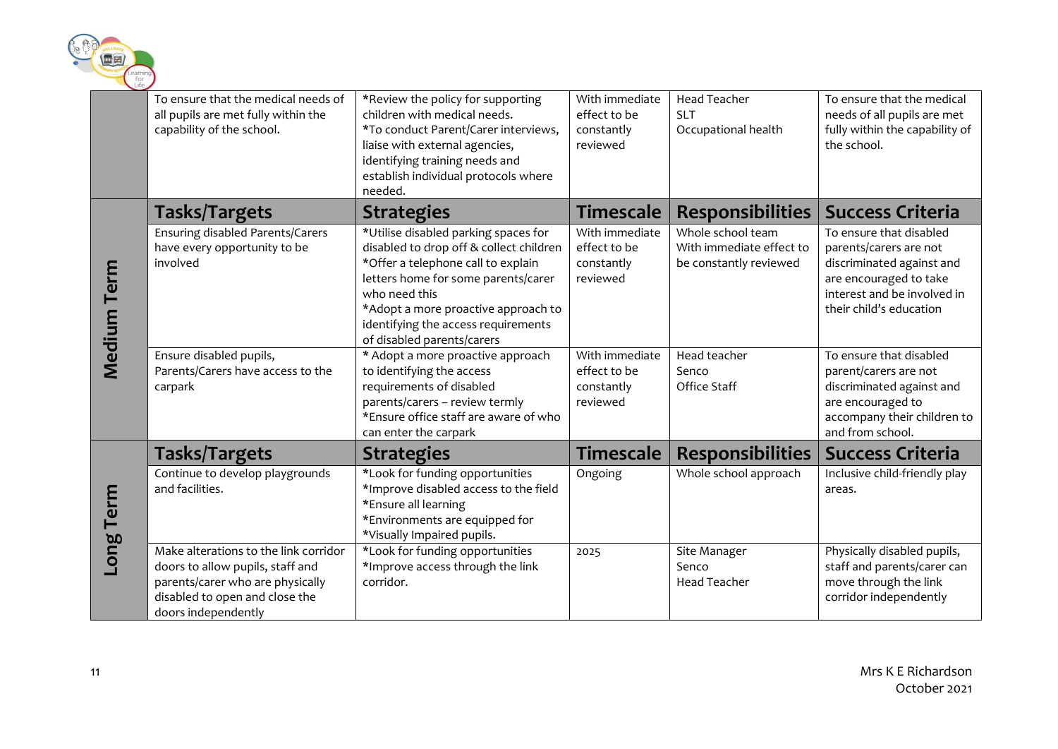| | | | | | |
|---|---|---|---|---|---|
| | To ensure that the medical needs of all pupils are met fully within the capability of the school. | *Review the policy for supporting children with medical needs.<br>*To conduct Parent/Carer interviews, liaise with external agencies, identifying training needs and establish individual protocols where needed. | With immediate effect to be constantly reviewed | Head Teacher<br>SLT<br>Occupational health | To ensure that the medical needs of all pupils are met fully within the capability of the school. |
| **Medium Term** | **Tasks/Targets** | **Strategies** | **Timescale** | **Responsibilities** | **Success Criteria** |
| | Ensuring disabled Parents/Carers have every opportunity to be involved | *Utilise disabled parking spaces for disabled to drop off & collect children<br>*Offer a telephone call to explain letters home for some parents/carer who need this<br>*Adopt a more proactive approach to identifying the access requirements of disabled parents/carers | With immediate effect to be constantly reviewed | Whole school team<br>With immediate effect to be constantly reviewed | To ensure that disabled parents/carers are not discriminated against and are encouraged to take interest and be involved in their child's education |
| | Ensure disabled pupils, Parents/Carers have access to the carpark | * Adopt a more proactive approach to identifying the access requirements of disabled parents/carers – review termly<br>*Ensure office staff are aware of who can enter the carpark | With immediate effect to be constantly reviewed | Head teacher<br>Senco<br>Office Staff | To ensure that disabled parent/carers are not discriminated against and are encouraged to accompany their children to and from school. |
| **Long Term** | **Tasks/Targets** | **Strategies** | **Timescale** | **Responsibilities** | **Success Criteria** |
| | Continue to develop playgrounds and facilities. | *Look for funding opportunities<br>*Improve disabled access to the field<br>*Ensure all learning<br>*Environments are equipped for<br>*Visually Impaired pupils. | Ongoing | Whole school approach | Inclusive child-friendly play areas. |
| | Make alterations to the link corridor doors to allow pupils, staff and parents/carer who are physically disabled to open and close the doors independently | *Look for funding opportunities<br>*Improve access through the link corridor. | 2025 | Site Manager<br>Senco<br>Head Teacher | Physically disabled pupils, staff and parents/carer can move through the link corridor independently |

Mrs K E Richardson
October 2021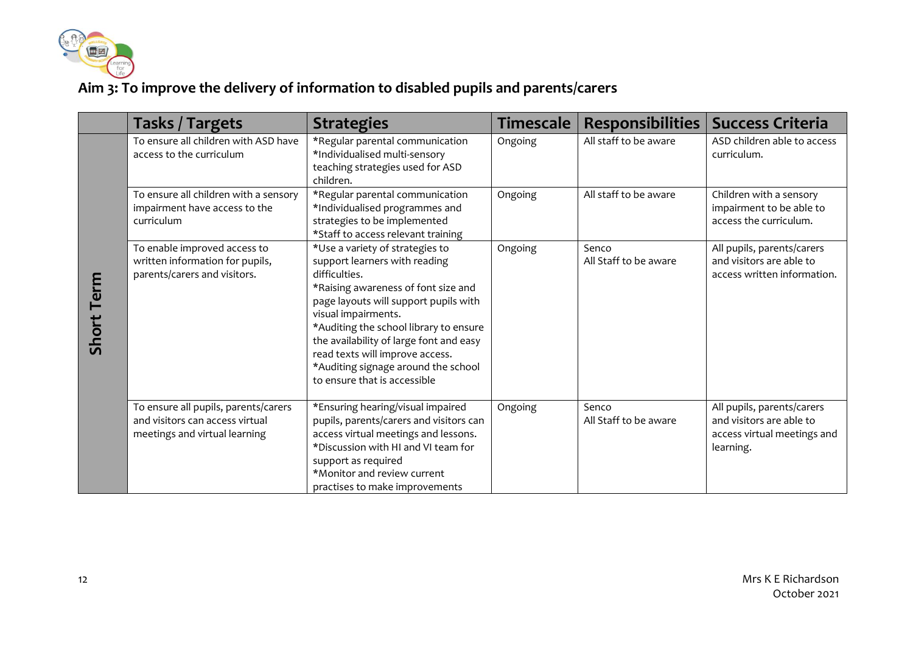## Aim 3: To improve the delivery of information to disabled pupils and parents/carers

| | Tasks / Targets | Strategies | Timescale | Responsibilities | Success Criteria |
|---|---|---|---|---|---|
| Short Term | To ensure all children with ASD have access to the curriculum | *Regular parental communication<br>*Individualised multi-sensory teaching strategies used for ASD children. | Ongoing | All staff to be aware | ASD children able to access curriculum. |
| | To ensure all children with a sensory impairment have access to the curriculum | *Regular parental communication<br>*Individualised programmes and strategies to be implemented<br>*Staff to access relevant training | Ongoing | All staff to be aware | Children with a sensory impairment to be able to access the curriculum. |
| | To enable improved access to written information for pupils, parents/carers and visitors. | *Use a variety of strategies to support learners with reading difficulties.<br>*Raising awareness of font size and page layouts will support pupils with visual impairments.<br>*Auditing the school library to ensure the availability of large font and easy read texts will improve access.<br>*Auditing signage around the school to ensure that is accessible | Ongoing | Senco<br>All Staff to be aware | All pupils, parents/carers and visitors are able to access written information. |
| | To ensure all pupils, parents/carers and visitors can access virtual meetings and virtual learning | *Ensuring hearing/visual impaired pupils, parents/carers and visitors can access virtual meetings and lessons.<br>*Discussion with HI and VI team for support as required<br>*Monitor and review current practises to make improvements | Ongoing | Senco<br>All Staff to be aware | All pupils, parents/carers and visitors are able to access virtual meetings and learning. |

Mrs K E Richardson
October 2021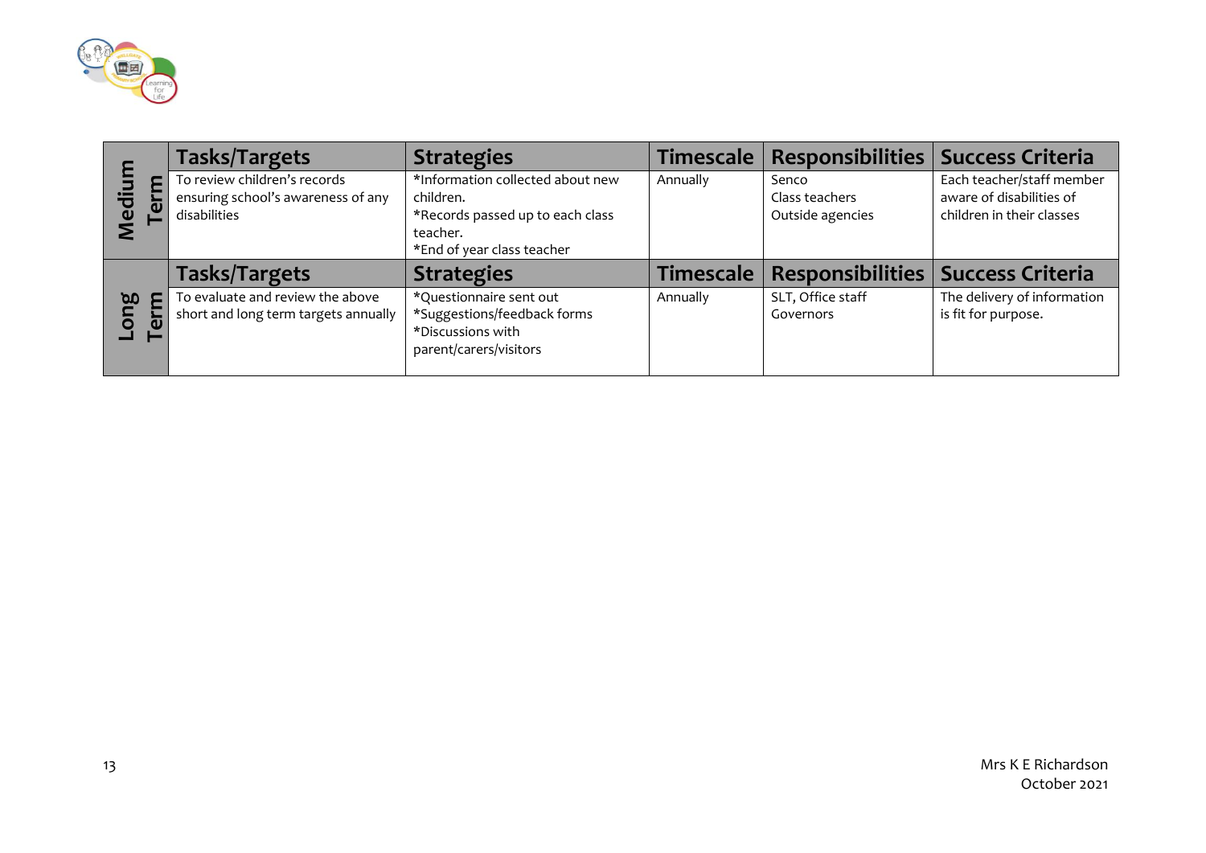| Medium Term | Tasks/Targets | Strategies | Timescale | Responsibilities | Success Criteria |
|---|---|---|---|---|---|
| | To review children's records ensuring school's awareness of any disabilities | *Information collected about new children.<br>*Records passed up to each class teacher.<br>*End of year class teacher | Annually | Senco<br>Class teachers<br>Outside agencies | Each teacher/staff member aware of disabilities of children in their classes |
| **Long Term** | **Tasks/Targets** | **Strategies** | **Timescale** | **Responsibilities** | **Success Criteria** |
| | To evaluate and review the above short and long term targets annually | *Questionnaire sent out<br>*Suggestions/feedback forms<br>*Discussions with parent/carers/visitors | Annually | SLT, Office staff<br>Governors | The delivery of information is fit for purpose. |

Mrs K E Richardson
October 2021